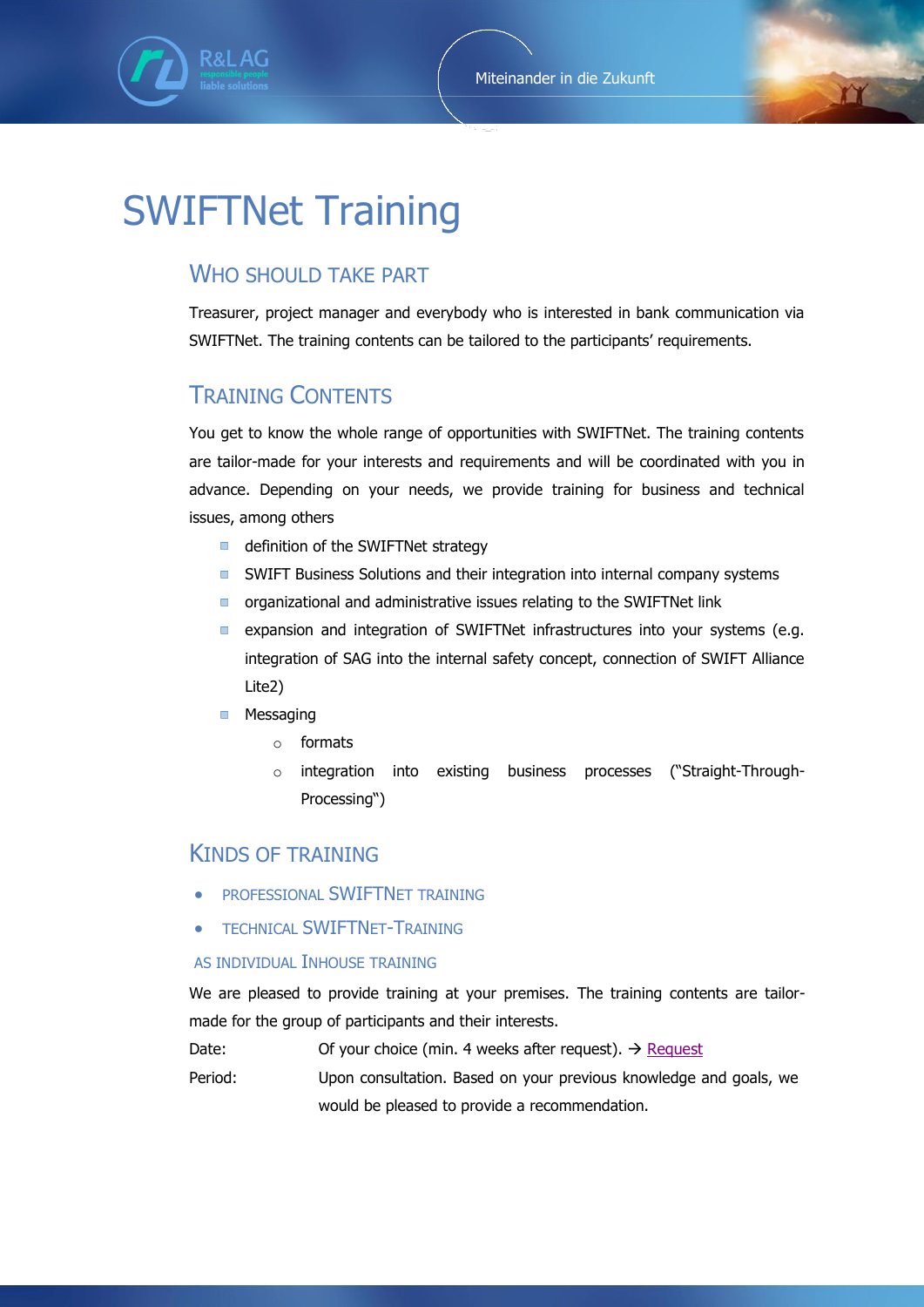# SWIFTNet Training

## Who should take part

Treasurer, project manager and everybody who is interested in bank communication via SWIFTNet. The training contents can be tailored to the participants' requirements.

## Training Contents

You get to know the whole range of opportunities with SWIFTNet. The training contents are tailor-made for your interests and requirements and will be coordinated with you in advance. Depending on your needs, we provide training for business and technical issues, among others

- definition of the SWIFTNet strategy
- SWIFT Business Solutions and their integration into internal company systems
- organizational and administrative issues relating to the SWIFTNet link
- expansion and integration of SWIFTNet infrastructures into your systems (e.g. integration of SAG into the internal safety concept, connection of SWIFT Alliance Lite2)
- Messaging
  - formats
  - integration into existing business processes ("Straight-Through-Processing")

## Kinds of Training

- Professional SWIFTNet training
- Technical SWIFTNet-Training

### As individual Inhouse training

We are pleased to provide training at your premises. The training contents are tailor-made for the group of participants and their interests.

Date: Of your choice (min. 4 weeks after request). → Request

Period: Upon consultation. Based on your previous knowledge and goals, we would be pleased to provide a recommendation.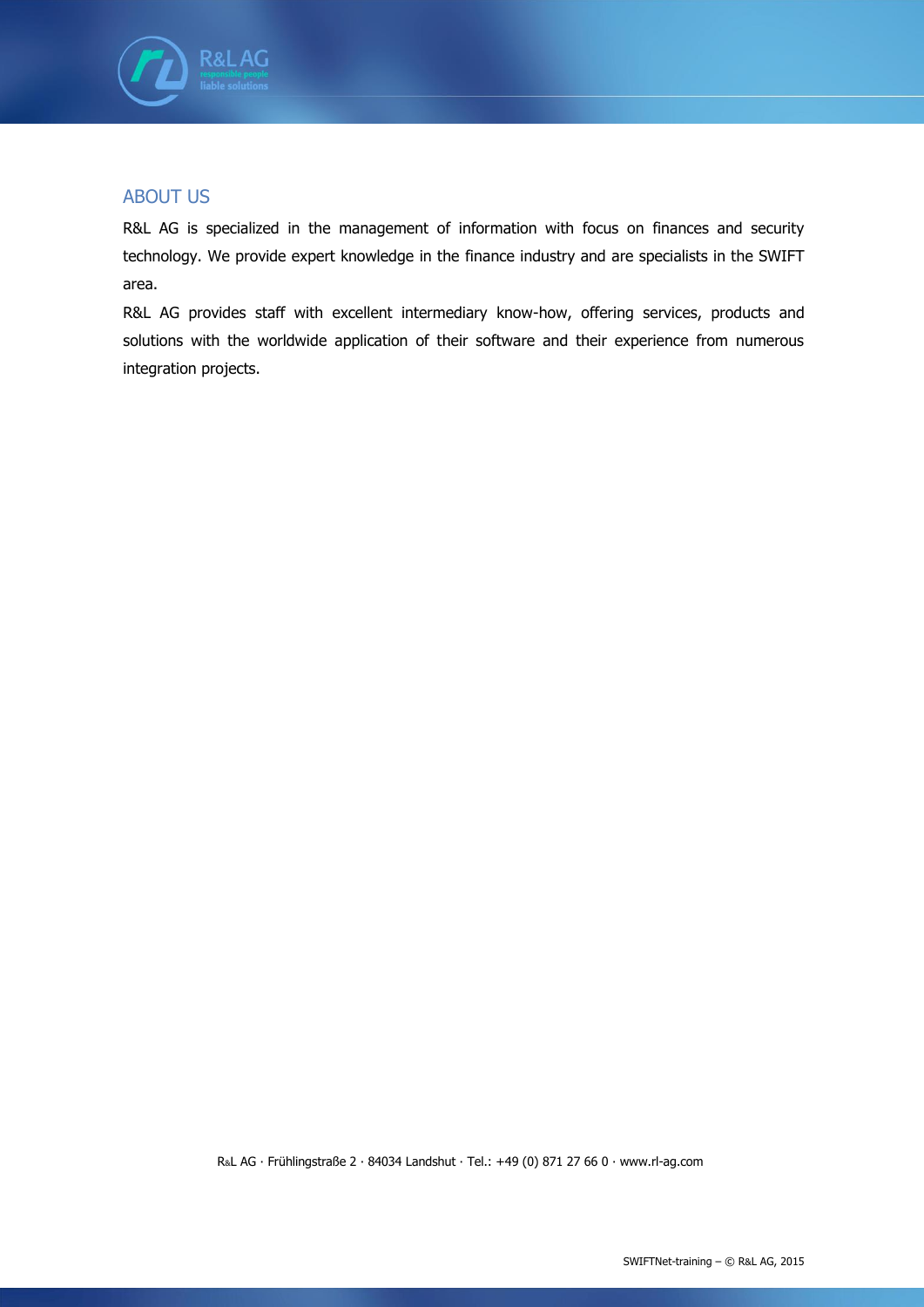## ABOUT US

R&L AG is specialized in the management of information with focus on finances and security technology. We provide expert knowledge in the finance industry and are specialists in the SWIFT area.

R&L AG provides staff with excellent intermediary know-how, offering services, products and solutions with the worldwide application of their software and their experience from numerous integration projects.

R&L AG · Frühlingstraße 2 · 84034 Landshut · Tel.: +49 (0) 871 27 66 0 · www.rl-ag.com